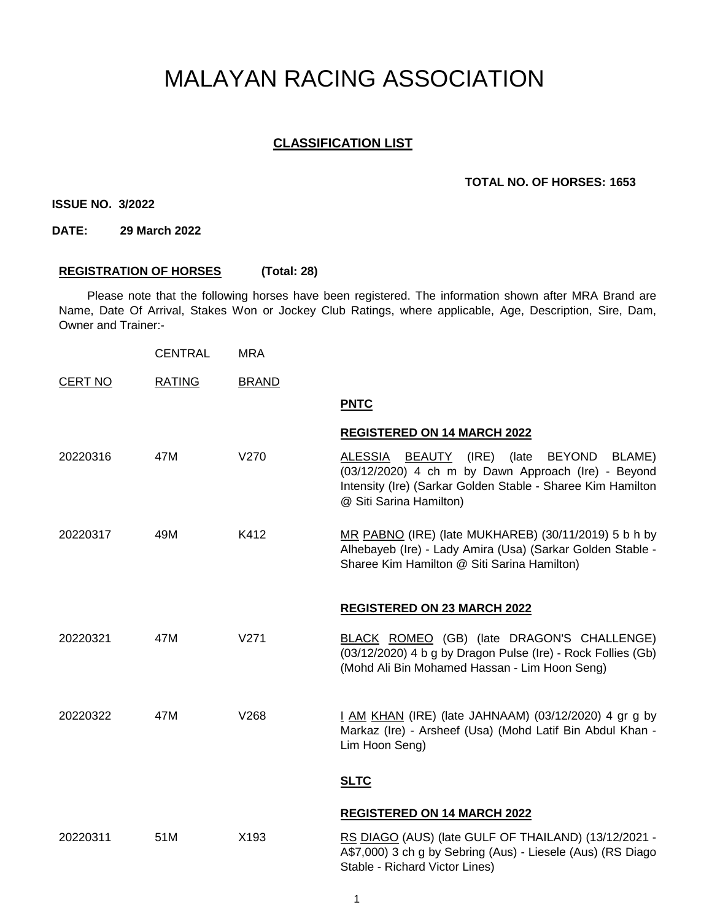# MALAYAN RACING ASSOCIATION

## CLASSIFICATION LIST

**TOTAL NO. OF HORSES: 1653**

**ISSUE NO. 3/2022**

**DATE: 29 March 2022**

**REGISTRATION OF HORSES (Total: 28)**

Please note that the following horses have been registered. The information shown after MRA Brand are Name, Date Of Arrival, Stakes Won or Jockey Club Ratings, where applicable, Age, Description, Sire, Dam, Owner and Trainer:-

| CERT NO | CENTRAL RATING | MRA BRAND | |
|---|---|---|---|
| | | | **PNTC** |
| | | | **REGISTERED ON 14 MARCH 2022** |
| 20220316 | 47M | V270 | ALESSIA BEAUTY (IRE) (late BEYOND BLAME) (03/12/2020) 4 ch m by Dawn Approach (Ire) - Beyond Intensity (Ire) (Sarkar Golden Stable - Sharee Kim Hamilton @ Siti Sarina Hamilton) |
| 20220317 | 49M | K412 | MR PABNO (IRE) (late MUKHAREB) (30/11/2019) 5 b h by Alhebayeb (Ire) - Lady Amira (Usa) (Sarkar Golden Stable - Sharee Kim Hamilton @ Siti Sarina Hamilton) |
| | | | **REGISTERED ON 23 MARCH 2022** |
| 20220321 | 47M | V271 | BLACK ROMEO (GB) (late DRAGON'S CHALLENGE) (03/12/2020) 4 b g by Dragon Pulse (Ire) - Rock Follies (Gb) (Mohd Ali Bin Mohamed Hassan - Lim Hoon Seng) |
| 20220322 | 47M | V268 | I AM KHAN (IRE) (late JAHNAAM) (03/12/2020) 4 gr g by Markaz (Ire) - Arsheef (Usa) (Mohd Latif Bin Abdul Khan - Lim Hoon Seng) |
| | | | **SLTC** |
| | | | **REGISTERED ON 14 MARCH 2022** |
| 20220311 | 51M | X193 | RS DIAGO (AUS) (late GULF OF THAILAND) (13/12/2021 - A$7,000) 3 ch g by Sebring (Aus) - Liesele (Aus) (RS Diago Stable - Richard Victor Lines) |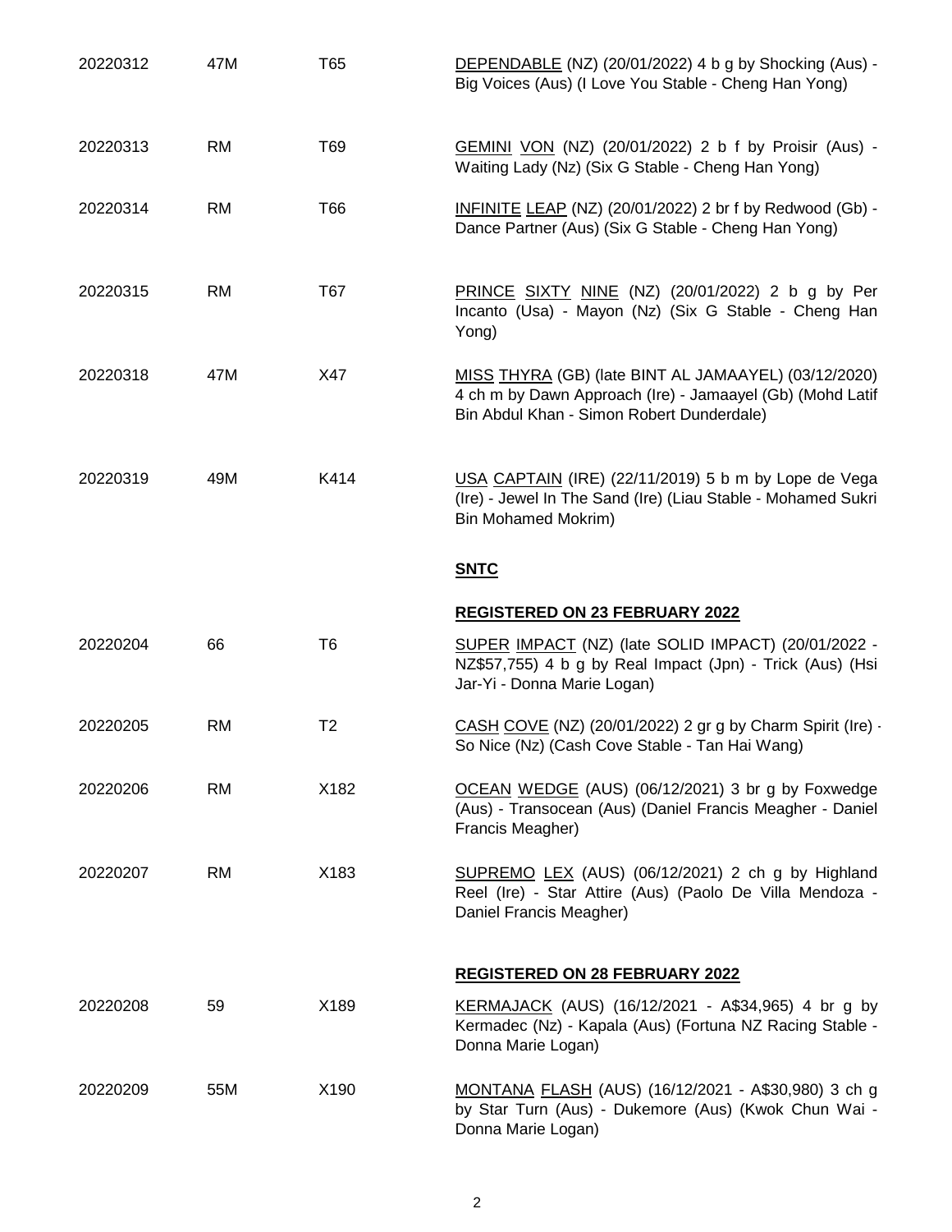| | | | |
|---|---|---|---|
| 20220312 | 47M | T65 | DEPENDABLE (NZ) (20/01/2022) 4 b g by Shocking (Aus) - Big Voices (Aus) (I Love You Stable - Cheng Han Yong) |
| 20220313 | RM | T69 | GEMINI VON (NZ) (20/01/2022) 2 b f by Proisir (Aus) - Waiting Lady (Nz) (Six G Stable - Cheng Han Yong) |
| 20220314 | RM | T66 | INFINITE LEAP (NZ) (20/01/2022) 2 br f by Redwood (Gb) - Dance Partner (Aus) (Six G Stable - Cheng Han Yong) |
| 20220315 | RM | T67 | PRINCE SIXTY NINE (NZ) (20/01/2022) 2 b g by Per Incanto (Usa) - Mayon (Nz) (Six G Stable - Cheng Han Yong) |
| 20220318 | 47M | X47 | MISS THYRA (GB) (late BINT AL JAMAAYEL) (03/12/2020) 4 ch m by Dawn Approach (Ire) - Jamaayel (Gb) (Mohd Latif Bin Abdul Khan - Simon Robert Dunderdale) |
| 20220319 | 49M | K414 | USA CAPTAIN (IRE) (22/11/2019) 5 b m by Lope de Vega (Ire) - Jewel In The Sand (Ire) (Liau Stable - Mohamed Sukri Bin Mohamed Mokrim) |

**SNTC**

**REGISTERED ON 23 FEBRUARY 2022**

| | | | |
|---|---|---|---|
| 20220204 | 66 | T6 | SUPER IMPACT (NZ) (late SOLID IMPACT) (20/01/2022 - NZ$57,755) 4 b g by Real Impact (Jpn) - Trick (Aus) (Hsi Jar-Yi - Donna Marie Logan) |
| 20220205 | RM | T2 | CASH COVE (NZ) (20/01/2022) 2 gr g by Charm Spirit (Ire) - So Nice (Nz) (Cash Cove Stable - Tan Hai Wang) |
| 20220206 | RM | X182 | OCEAN WEDGE (AUS) (06/12/2021) 3 br g by Foxwedge (Aus) - Transocean (Aus) (Daniel Francis Meagher - Daniel Francis Meagher) |
| 20220207 | RM | X183 | SUPREMO LEX (AUS) (06/12/2021) 2 ch g by Highland Reel (Ire) - Star Attire (Aus) (Paolo De Villa Mendoza - Daniel Francis Meagher) |

**REGISTERED ON 28 FEBRUARY 2022**

| | | | |
|---|---|---|---|
| 20220208 | 59 | X189 | KERMAJACK (AUS) (16/12/2021 - A$34,965) 4 br g by Kermadec (Nz) - Kapala (Aus) (Fortuna NZ Racing Stable - Donna Marie Logan) |
| 20220209 | 55M | X190 | MONTANA FLASH (AUS) (16/12/2021 - A$30,980) 3 ch g by Star Turn (Aus) - Dukemore (Aus) (Kwok Chun Wai - Donna Marie Logan) |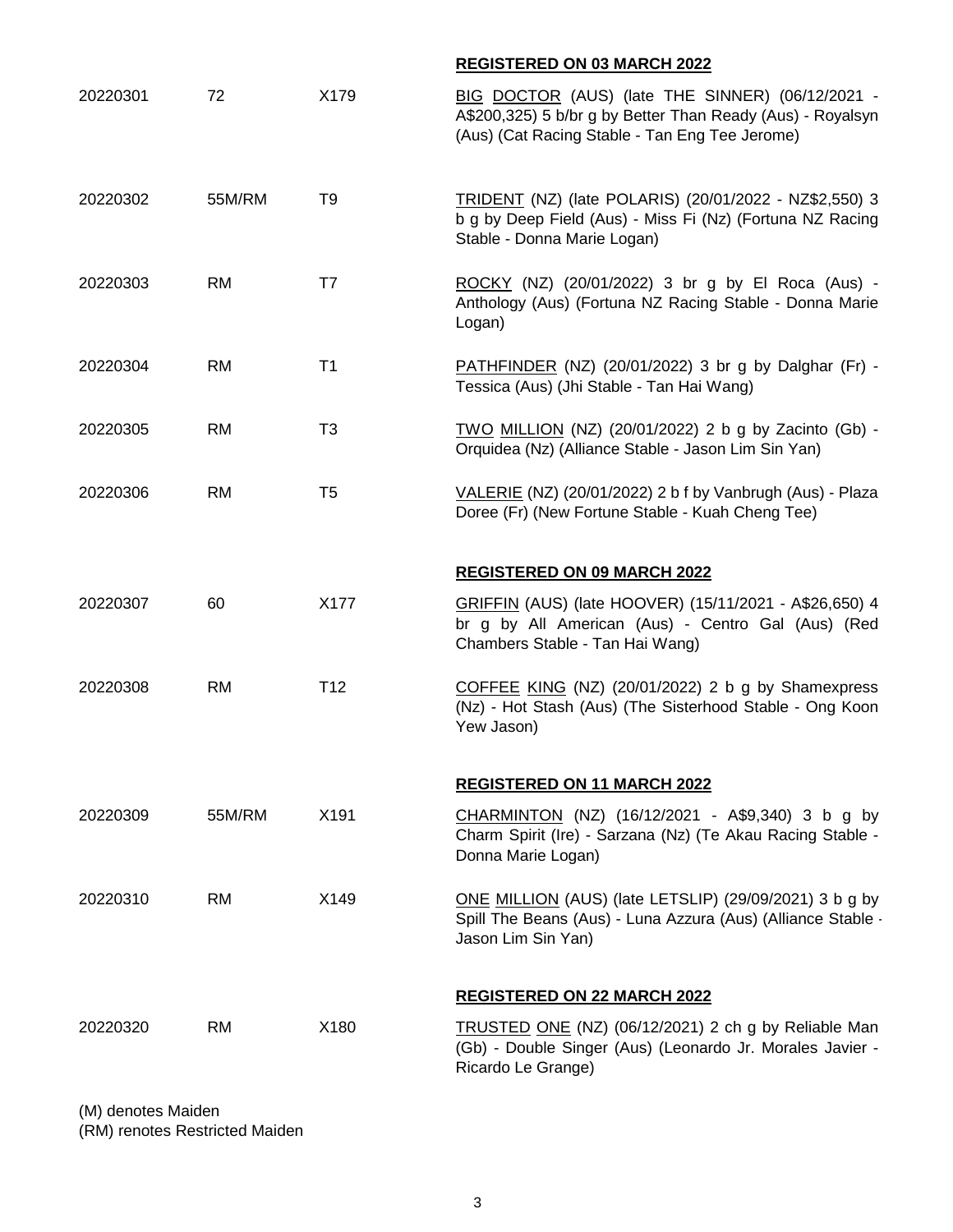**REGISTERED ON 03 MARCH 2022**

| | | | |
|---|---|---|---|
| 20220301 | 72 | X179 | BIG DOCTOR (AUS) (late THE SINNER) (06/12/2021 - A$200,325) 5 b/br g by Better Than Ready (Aus) - Royalsyn (Aus) (Cat Racing Stable - Tan Eng Tee Jerome) |
| 20220302 | 55M/RM | T9 | TRIDENT (NZ) (late POLARIS) (20/01/2022 - NZ$2,550) 3 b g by Deep Field (Aus) - Miss Fi (Nz) (Fortuna NZ Racing Stable - Donna Marie Logan) |
| 20220303 | RM | T7 | ROCKY (NZ) (20/01/2022) 3 br g by El Roca (Aus) - Anthology (Aus) (Fortuna NZ Racing Stable - Donna Marie Logan) |
| 20220304 | RM | T1 | PATHFINDER (NZ) (20/01/2022) 3 br g by Dalghar (Fr) - Tessica (Aus) (Jhi Stable - Tan Hai Wang) |
| 20220305 | RM | T3 | TWO MILLION (NZ) (20/01/2022) 2 b g by Zacinto (Gb) - Orquidea (Nz) (Alliance Stable - Jason Lim Sin Yan) |
| 20220306 | RM | T5 | VALERIE (NZ) (20/01/2022) 2 b f by Vanbrugh (Aus) - Plaza Doree (Fr) (New Fortune Stable - Kuah Cheng Tee) |

**REGISTERED ON 09 MARCH 2022**

| | | | |
|---|---|---|---|
| 20220307 | 60 | X177 | GRIFFIN (AUS) (late HOOVER) (15/11/2021 - A$26,650) 4 br g by All American (Aus) - Centro Gal (Aus) (Red Chambers Stable - Tan Hai Wang) |
| 20220308 | RM | T12 | COFFEE KING (NZ) (20/01/2022) 2 b g by Shamexpress (Nz) - Hot Stash (Aus) (The Sisterhood Stable - Ong Koon Yew Jason) |

**REGISTERED ON 11 MARCH 2022**

| | | | |
|---|---|---|---|
| 20220309 | 55M/RM | X191 | CHARMINTON (NZ) (16/12/2021 - A$9,340) 3 b g by Charm Spirit (Ire) - Sarzana (Nz) (Te Akau Racing Stable - Donna Marie Logan) |
| 20220310 | RM | X149 | ONE MILLION (AUS) (late LETSLIP) (29/09/2021) 3 b g by Spill The Beans (Aus) - Luna Azzura (Aus) (Alliance Stable - Jason Lim Sin Yan) |

**REGISTERED ON 22 MARCH 2022**

| | | | |
|---|---|---|---|
| 20220320 | RM | X180 | TRUSTED ONE (NZ) (06/12/2021) 2 ch g by Reliable Man (Gb) - Double Singer (Aus) (Leonardo Jr. Morales Javier - Ricardo Le Grange) |

(M) denotes Maiden
(RM) renotes Restricted Maiden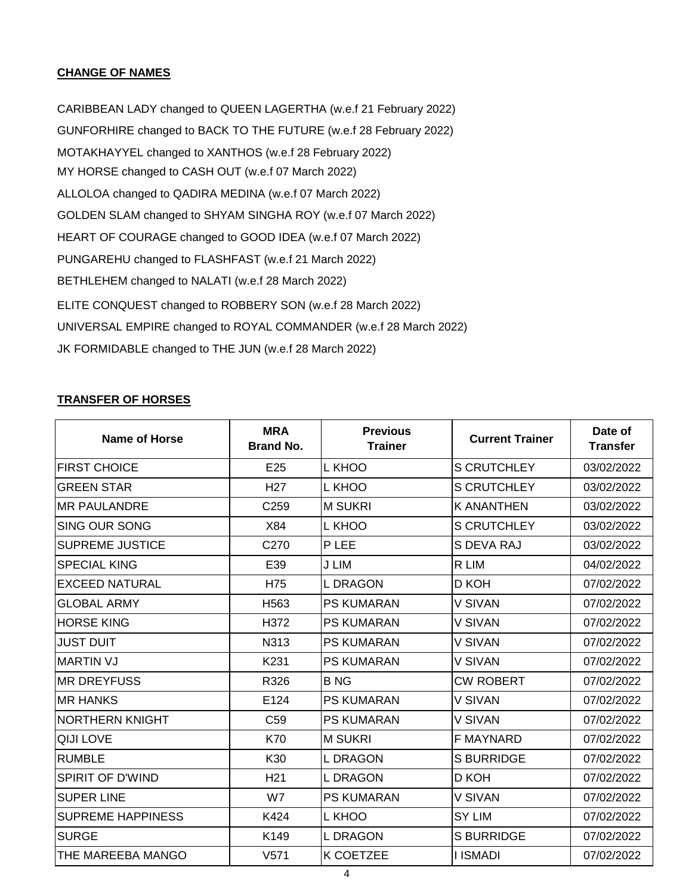**CHANGE OF NAMES**

CARIBBEAN LADY changed to QUEEN LAGERTHA (w.e.f 21 February 2022)

GUNFORHIRE changed to BACK TO THE FUTURE (w.e.f 28 February 2022)

MOTAKHAYYEL changed to XANTHOS (w.e.f 28 February 2022)

MY HORSE changed to CASH OUT (w.e.f 07 March 2022)

ALLOLOA changed to QADIRA MEDINA (w.e.f 07 March 2022)

GOLDEN SLAM changed to SHYAM SINGHA ROY (w.e.f 07 March 2022)

HEART OF COURAGE changed to GOOD IDEA (w.e.f 07 March 2022)

PUNGAREHU changed to FLASHFAST (w.e.f 21 March 2022)

BETHLEHEM changed to NALATI (w.e.f 28 March 2022)

ELITE CONQUEST changed to ROBBERY SON (w.e.f 28 March 2022)

UNIVERSAL EMPIRE changed to ROYAL COMMANDER (w.e.f 28 March 2022)

JK FORMIDABLE changed to THE JUN (w.e.f 28 March 2022)

**TRANSFER OF HORSES**

| Name of Horse | MRA Brand No. | Previous Trainer | Current Trainer | Date of Transfer |
|---|---|---|---|---|
| FIRST CHOICE | E25 | L KHOO | S CRUTCHLEY | 03/02/2022 |
| GREEN STAR | H27 | L KHOO | S CRUTCHLEY | 03/02/2022 |
| MR PAULANDRE | C259 | M SUKRI | K ANANTHEN | 03/02/2022 |
| SING OUR SONG | X84 | L KHOO | S CRUTCHLEY | 03/02/2022 |
| SUPREME JUSTICE | C270 | P LEE | S DEVA RAJ | 03/02/2022 |
| SPECIAL KING | E39 | J LIM | R LIM | 04/02/2022 |
| EXCEED NATURAL | H75 | L DRAGON | D KOH | 07/02/2022 |
| GLOBAL ARMY | H563 | PS KUMARAN | V SIVAN | 07/02/2022 |
| HORSE KING | H372 | PS KUMARAN | V SIVAN | 07/02/2022 |
| JUST DUIT | N313 | PS KUMARAN | V SIVAN | 07/02/2022 |
| MARTIN VJ | K231 | PS KUMARAN | V SIVAN | 07/02/2022 |
| MR DREYFUSS | R326 | B NG | CW ROBERT | 07/02/2022 |
| MR HANKS | E124 | PS KUMARAN | V SIVAN | 07/02/2022 |
| NORTHERN KNIGHT | C59 | PS KUMARAN | V SIVAN | 07/02/2022 |
| QIJI LOVE | K70 | M SUKRI | F MAYNARD | 07/02/2022 |
| RUMBLE | K30 | L DRAGON | S BURRIDGE | 07/02/2022 |
| SPIRIT OF D'WIND | H21 | L DRAGON | D KOH | 07/02/2022 |
| SUPER LINE | W7 | PS KUMARAN | V SIVAN | 07/02/2022 |
| SUPREME HAPPINESS | K424 | L KHOO | SY LIM | 07/02/2022 |
| SURGE | K149 | L DRAGON | S BURRIDGE | 07/02/2022 |
| THE MAREEBA MANGO | V571 | K COETZEE | I ISMADI | 07/02/2022 |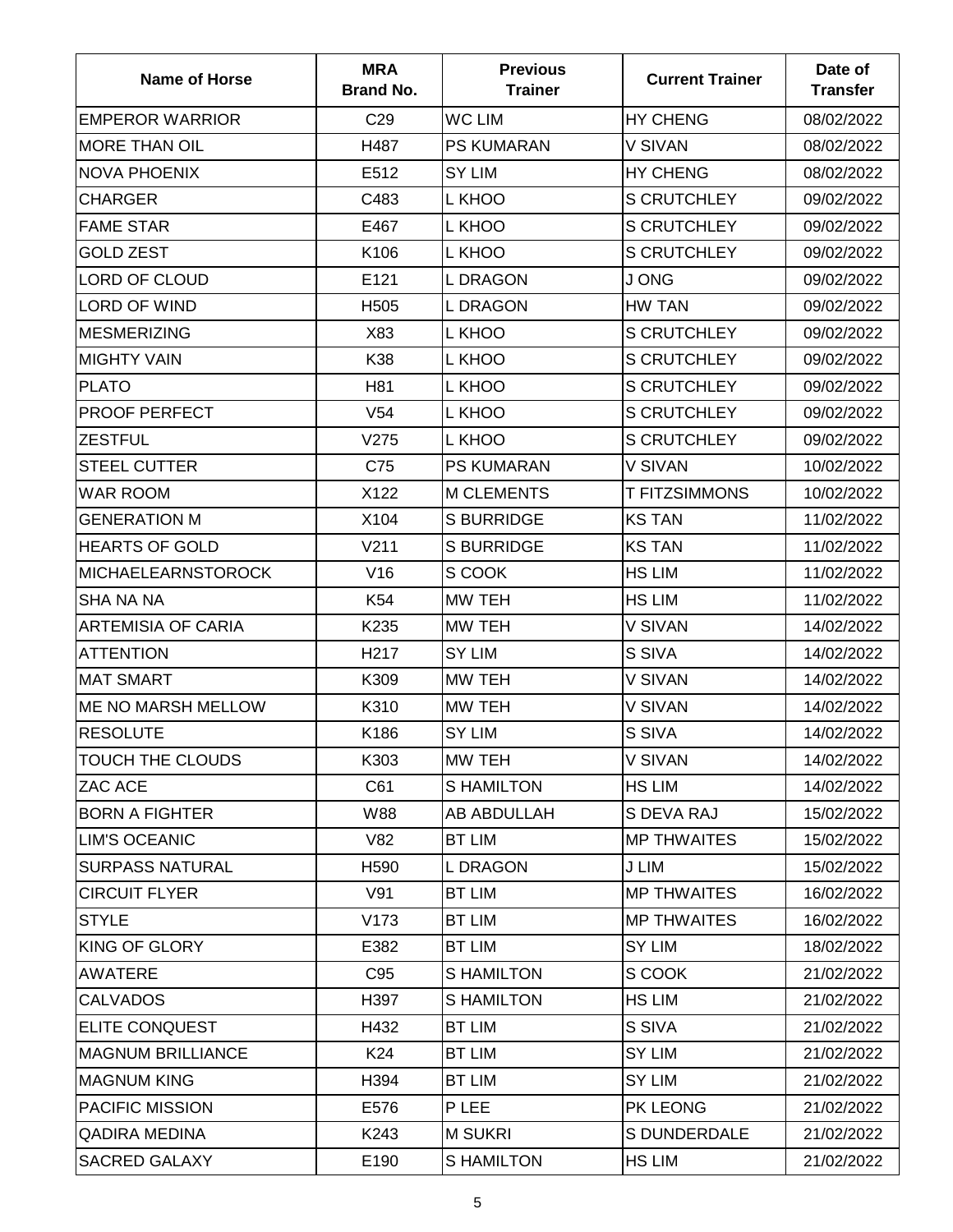| Name of Horse | MRA Brand No. | Previous Trainer | Current Trainer | Date of Transfer |
|---|---|---|---|---|
| EMPEROR WARRIOR | C29 | WC LIM | HY CHENG | 08/02/2022 |
| MORE THAN OIL | H487 | PS KUMARAN | V SIVAN | 08/02/2022 |
| NOVA PHOENIX | E512 | SY LIM | HY CHENG | 08/02/2022 |
| CHARGER | C483 | L KHOO | S CRUTCHLEY | 09/02/2022 |
| FAME STAR | E467 | L KHOO | S CRUTCHLEY | 09/02/2022 |
| GOLD ZEST | K106 | L KHOO | S CRUTCHLEY | 09/02/2022 |
| LORD OF CLOUD | E121 | L DRAGON | J ONG | 09/02/2022 |
| LORD OF WIND | H505 | L DRAGON | HW TAN | 09/02/2022 |
| MESMERIZING | X83 | L KHOO | S CRUTCHLEY | 09/02/2022 |
| MIGHTY VAIN | K38 | L KHOO | S CRUTCHLEY | 09/02/2022 |
| PLATO | H81 | L KHOO | S CRUTCHLEY | 09/02/2022 |
| PROOF PERFECT | V54 | L KHOO | S CRUTCHLEY | 09/02/2022 |
| ZESTFUL | V275 | L KHOO | S CRUTCHLEY | 09/02/2022 |
| STEEL CUTTER | C75 | PS KUMARAN | V SIVAN | 10/02/2022 |
| WAR ROOM | X122 | M CLEMENTS | T FITZSIMMONS | 10/02/2022 |
| GENERATION M | X104 | S BURRIDGE | KS TAN | 11/02/2022 |
| HEARTS OF GOLD | V211 | S BURRIDGE | KS TAN | 11/02/2022 |
| MICHAELEARNSTOROCK | V16 | S COOK | HS LIM | 11/02/2022 |
| SHA NA NA | K54 | MW TEH | HS LIM | 11/02/2022 |
| ARTEMISIA OF CARIA | K235 | MW TEH | V SIVAN | 14/02/2022 |
| ATTENTION | H217 | SY LIM | S SIVA | 14/02/2022 |
| MAT SMART | K309 | MW TEH | V SIVAN | 14/02/2022 |
| ME NO MARSH MELLOW | K310 | MW TEH | V SIVAN | 14/02/2022 |
| RESOLUTE | K186 | SY LIM | S SIVA | 14/02/2022 |
| TOUCH THE CLOUDS | K303 | MW TEH | V SIVAN | 14/02/2022 |
| ZAC ACE | C61 | S HAMILTON | HS LIM | 14/02/2022 |
| BORN A FIGHTER | W88 | AB ABDULLAH | S DEVA RAJ | 15/02/2022 |
| LIM'S OCEANIC | V82 | BT LIM | MP THWAITES | 15/02/2022 |
| SURPASS NATURAL | H590 | L DRAGON | J LIM | 15/02/2022 |
| CIRCUIT FLYER | V91 | BT LIM | MP THWAITES | 16/02/2022 |
| STYLE | V173 | BT LIM | MP THWAITES | 16/02/2022 |
| KING OF GLORY | E382 | BT LIM | SY LIM | 18/02/2022 |
| AWATERE | C95 | S HAMILTON | S COOK | 21/02/2022 |
| CALVADOS | H397 | S HAMILTON | HS LIM | 21/02/2022 |
| ELITE CONQUEST | H432 | BT LIM | S SIVA | 21/02/2022 |
| MAGNUM BRILLIANCE | K24 | BT LIM | SY LIM | 21/02/2022 |
| MAGNUM KING | H394 | BT LIM | SY LIM | 21/02/2022 |
| PACIFIC MISSION | E576 | P LEE | PK LEONG | 21/02/2022 |
| QADIRA MEDINA | K243 | M SUKRI | S DUNDERDALE | 21/02/2022 |
| SACRED GALAXY | E190 | S HAMILTON | HS LIM | 21/02/2022 |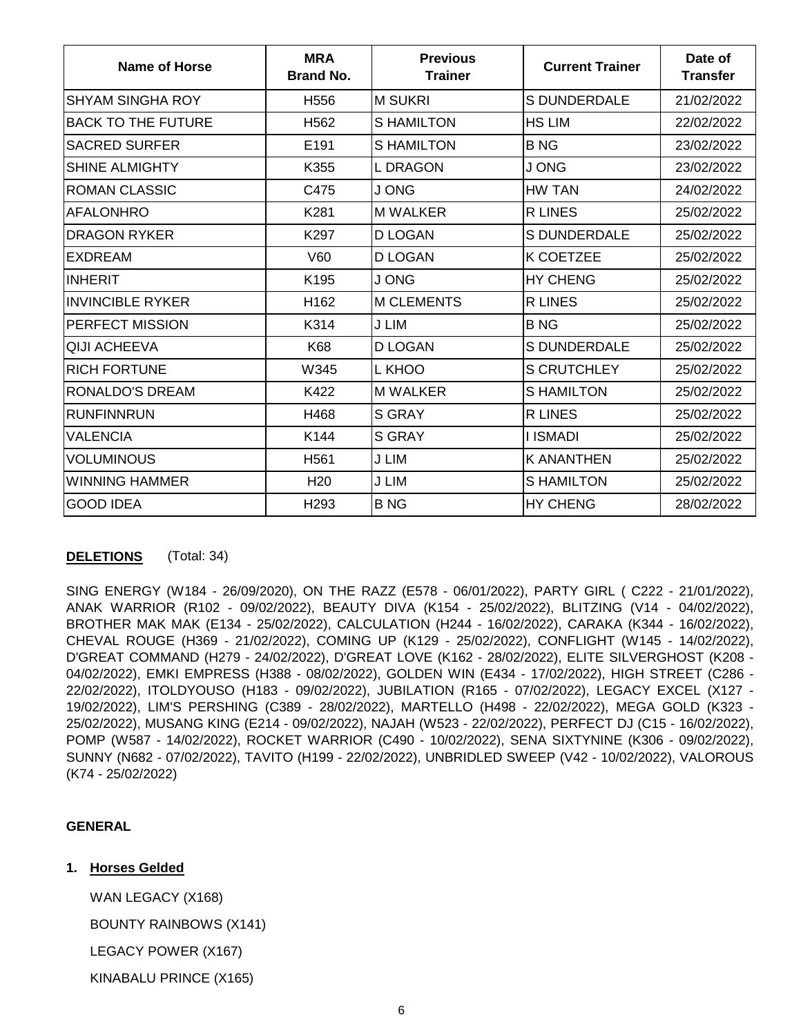| Name of Horse | MRA Brand No. | Previous Trainer | Current Trainer | Date of Transfer |
|---|---|---|---|---|
| SHYAM SINGHA ROY | H556 | M SUKRI | S DUNDERDALE | 21/02/2022 |
| BACK TO THE FUTURE | H562 | S HAMILTON | HS LIM | 22/02/2022 |
| SACRED SURFER | E191 | S HAMILTON | B NG | 23/02/2022 |
| SHINE ALMIGHTY | K355 | L DRAGON | J ONG | 23/02/2022 |
| ROMAN CLASSIC | C475 | J ONG | HW TAN | 24/02/2022 |
| AFALONHRO | K281 | M WALKER | R LINES | 25/02/2022 |
| DRAGON RYKER | K297 | D LOGAN | S DUNDERDALE | 25/02/2022 |
| EXDREAM | V60 | D LOGAN | K COETZEE | 25/02/2022 |
| INHERIT | K195 | J ONG | HY CHENG | 25/02/2022 |
| INVINCIBLE RYKER | H162 | M CLEMENTS | R LINES | 25/02/2022 |
| PERFECT MISSION | K314 | J LIM | B NG | 25/02/2022 |
| QIJI ACHEEVA | K68 | D LOGAN | S DUNDERDALE | 25/02/2022 |
| RICH FORTUNE | W345 | L KHOO | S CRUTCHLEY | 25/02/2022 |
| RONALDO'S DREAM | K422 | M WALKER | S HAMILTON | 25/02/2022 |
| RUNFINNRUN | H468 | S GRAY | R LINES | 25/02/2022 |
| VALENCIA | K144 | S GRAY | I ISMADI | 25/02/2022 |
| VOLUMINOUS | H561 | J LIM | K ANANTHEN | 25/02/2022 |
| WINNING HAMMER | H20 | J LIM | S HAMILTON | 25/02/2022 |
| GOOD IDEA | H293 | B NG | HY CHENG | 28/02/2022 |

**DELETIONS** (Total: 34)

SING ENERGY (W184 - 26/09/2020), ON THE RAZZ (E578 - 06/01/2022), PARTY GIRL ( C222 - 21/01/2022), ANAK WARRIOR (R102 - 09/02/2022), BEAUTY DIVA (K154 - 25/02/2022), BLITZING (V14 - 04/02/2022), BROTHER MAK MAK (E134 - 25/02/2022), CALCULATION (H244 - 16/02/2022), CARAKA (K344 - 16/02/2022), CHEVAL ROUGE (H369 - 21/02/2022), COMING UP (K129 - 25/02/2022), CONFLIGHT (W145 - 14/02/2022), D'GREAT COMMAND (H279 - 24/02/2022), D'GREAT LOVE (K162 - 28/02/2022), ELITE SILVERGHOST (K208 - 04/02/2022), EMKI EMPRESS (H388 - 08/02/2022), GOLDEN WIN (E434 - 17/02/2022), HIGH STREET (C286 - 22/02/2022), ITOLDYOUSO (H183 - 09/02/2022), JUBILATION (R165 - 07/02/2022), LEGACY EXCEL (X127 - 19/02/2022), LIM'S PERSHING (C389 - 28/02/2022), MARTELLO (H498 - 22/02/2022), MEGA GOLD (K323 - 25/02/2022), MUSANG KING (E214 - 09/02/2022), NAJAH (W523 - 22/02/2022), PERFECT DJ (C15 - 16/02/2022), POMP (W587 - 14/02/2022), ROCKET WARRIOR (C490 - 10/02/2022), SENA SIXTYNINE (K306 - 09/02/2022), SUNNY (N682 - 07/02/2022), TAVITO (H199 - 22/02/2022), UNBRIDLED SWEEP (V42 - 10/02/2022), VALOROUS (K74 - 25/02/2022)

**GENERAL**

1. **Horses Gelded**

   WAN LEGACY (X168)

   BOUNTY RAINBOWS (X141)

   LEGACY POWER (X167)

   KINABALU PRINCE (X165)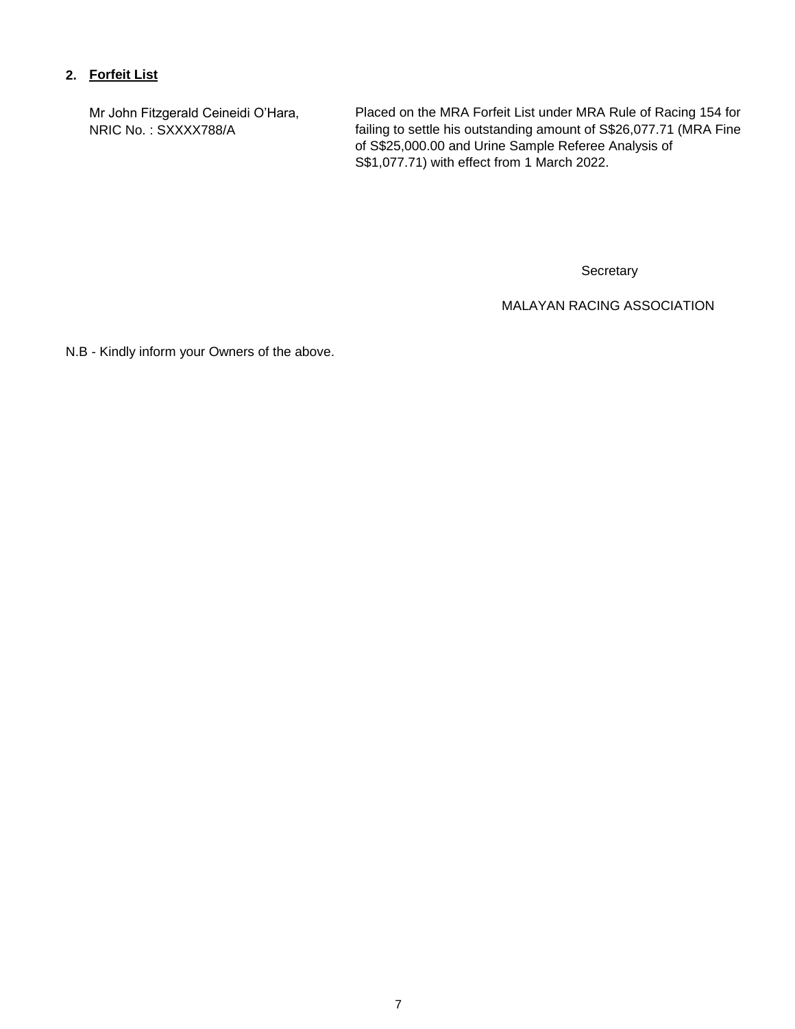**2. Forfeit List**

| | |
|---|---|
| Mr John Fitzgerald Ceineidi O'Hara, NRIC No. : SXXXX788/A | Placed on the MRA Forfeit List under MRA Rule of Racing 154 for failing to settle his outstanding amount of S$26,077.71 (MRA Fine of S$25,000.00 and Urine Sample Referee Analysis of S$1,077.71) with effect from 1 March 2022. |

Secretary

MALAYAN RACING ASSOCIATION

N.B - Kindly inform your Owners of the above.